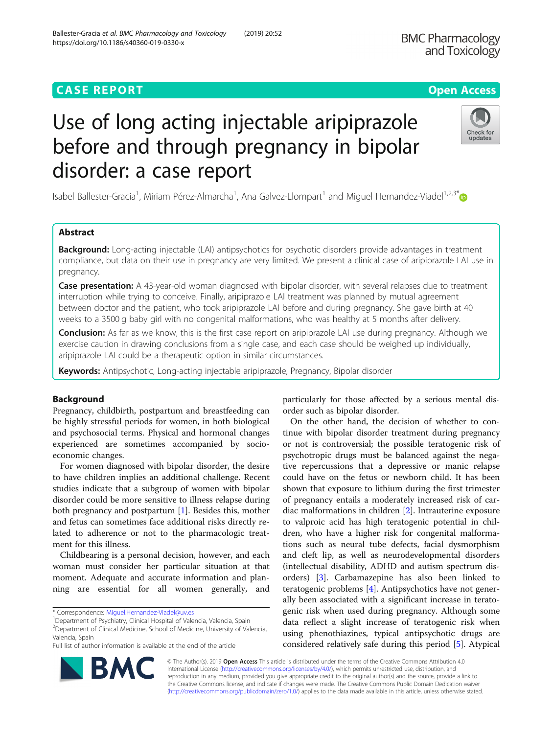CASE REPORT

Open Access

# Use of long acting injectable aripiprazole before and through pregnancy in bipolar disorder: a case report

Isabel Ballester-Gracia[1], Miriam Pérez-Almarcha[1], Ana Galvez-Llompart[1] and Miguel Hernandez-Viadel[1,2,3*]

## Abstract

**Background:** Long-acting injectable (LAI) antipsychotics for psychotic disorders provide advantages in treatment compliance, but data on their use in pregnancy are very limited. We present a clinical case of aripiprazole LAI use in pregnancy.

**Case presentation:** A 43-year-old woman diagnosed with bipolar disorder, with several relapses due to treatment interruption while trying to conceive. Finally, aripiprazole LAI treatment was planned by mutual agreement between doctor and the patient, who took aripiprazole LAI before and during pregnancy. She gave birth at 40 weeks to a 3500 g baby girl with no congenital malformations, who was healthy at 5 months after delivery.

**Conclusion:** As far as we know, this is the first case report on aripiprazole LAI use during pregnancy. Although we exercise caution in drawing conclusions from a single case, and each case should be weighed up individually, aripiprazole LAI could be a therapeutic option in similar circumstances.

**Keywords:** Antipsychotic, Long-acting injectable aripiprazole, Pregnancy, Bipolar disorder

## Background

Pregnancy, childbirth, postpartum and breastfeeding can be highly stressful periods for women, in both biological and psychosocial terms. Physical and hormonal changes experienced are sometimes accompanied by socio-economic changes.

For women diagnosed with bipolar disorder, the desire to have children implies an additional challenge. Recent studies indicate that a subgroup of women with bipolar disorder could be more sensitive to illness relapse during both pregnancy and postpartum [1]. Besides this, mother and fetus can sometimes face additional risks directly related to adherence or not to the pharmacologic treatment for this illness.

Childbearing is a personal decision, however, and each woman must consider her particular situation at that moment. Adequate and accurate information and planning are essential for all women generally, and particularly for those affected by a serious mental disorder such as bipolar disorder.

On the other hand, the decision of whether to continue with bipolar disorder treatment during pregnancy or not is controversial; the possible teratogenic risk of psychotropic drugs must be balanced against the negative repercussions that a depressive or manic relapse could have on the fetus or newborn child. It has been shown that exposure to lithium during the first trimester of pregnancy entails a moderately increased risk of cardiac malformations in children [2]. Intrauterine exposure to valproic acid has high teratogenic potential in children, who have a higher risk for congenital malformations such as neural tube defects, facial dysmorphism and cleft lip, as well as neurodevelopmental disorders (intellectual disability, ADHD and autism spectrum disorders) [3]. Carbamazepine has also been linked to teratogenic problems [4]. Antipsychotics have not generally been associated with a significant increase in teratogenic risk when used during pregnancy. Although some data reflect a slight increase of teratogenic risk when using phenothiazines, typical antipsychotic drugs are considered relatively safe during this period [5]. Atypical

\* Correspondence: Miguel.Hernandez-Viadel@uv.es
[1]Department of Psychiatry, Clinical Hospital of Valencia, Valencia, Spain
[2]Department of Clinical Medicine, School of Medicine, University of Valencia, Valencia, Spain
Full list of author information is available at the end of the article

© The Author(s). 2019 **Open Access** This article is distributed under the terms of the Creative Commons Attribution 4.0 International License (http://creativecommons.org/licenses/by/4.0/), which permits unrestricted use, distribution, and reproduction in any medium, provided you give appropriate credit to the original author(s) and the source, provide a link to the Creative Commons license, and indicate if changes were made. The Creative Commons Public Domain Dedication waiver (http://creativecommons.org/publicdomain/zero/1.0/) applies to the data made available in this article, unless otherwise stated.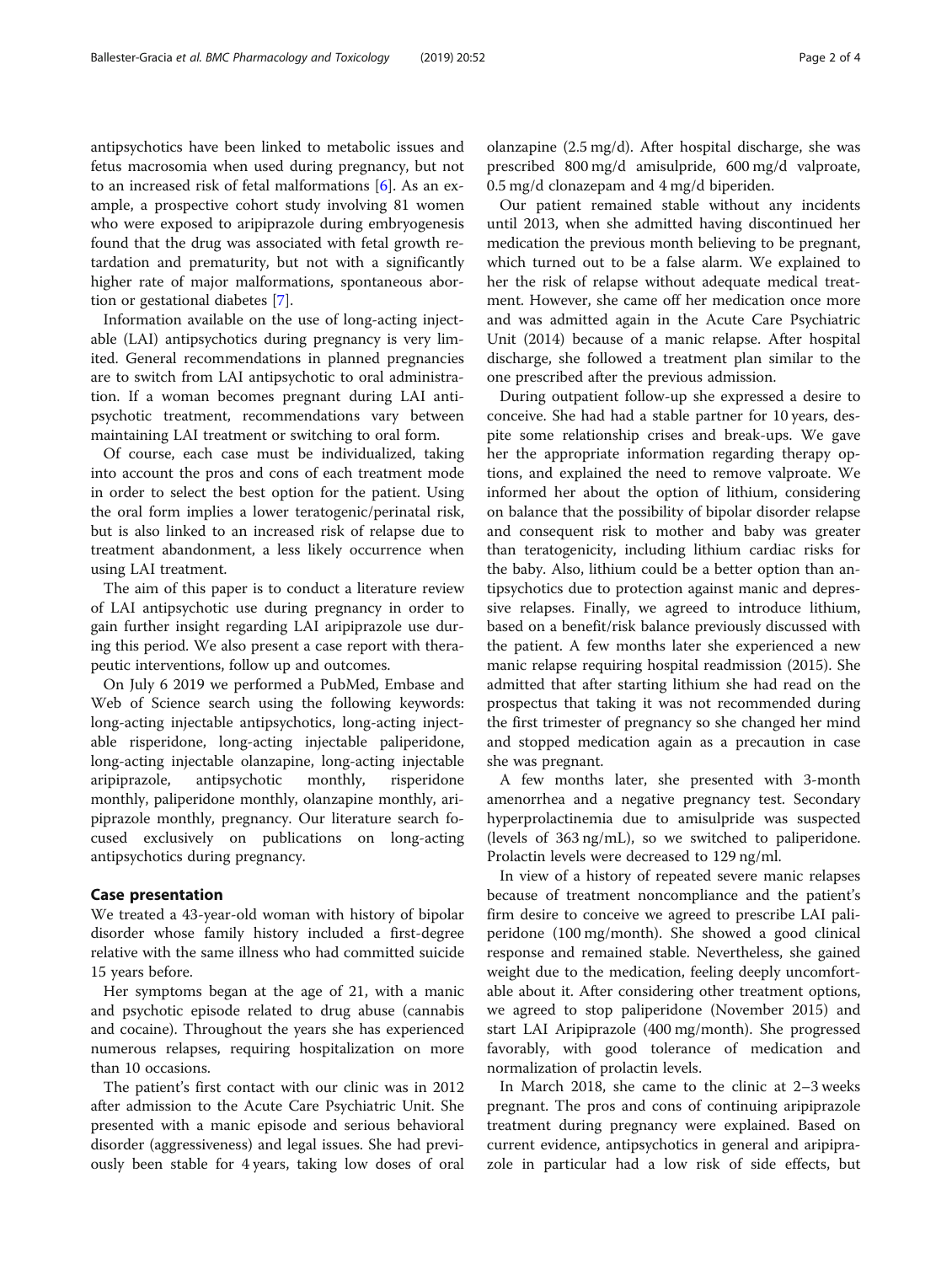antipsychotics have been linked to metabolic issues and fetus macrosomia when used during pregnancy, but not to an increased risk of fetal malformations [6]. As an example, a prospective cohort study involving 81 women who were exposed to aripiprazole during embryogenesis found that the drug was associated with fetal growth retardation and prematurity, but not with a significantly higher rate of major malformations, spontaneous abortion or gestational diabetes [7].

Information available on the use of long-acting injectable (LAI) antipsychotics during pregnancy is very limited. General recommendations in planned pregnancies are to switch from LAI antipsychotic to oral administration. If a woman becomes pregnant during LAI antipsychotic treatment, recommendations vary between maintaining LAI treatment or switching to oral form.

Of course, each case must be individualized, taking into account the pros and cons of each treatment mode in order to select the best option for the patient. Using the oral form implies a lower teratogenic/perinatal risk, but is also linked to an increased risk of relapse due to treatment abandonment, a less likely occurrence when using LAI treatment.

The aim of this paper is to conduct a literature review of LAI antipsychotic use during pregnancy in order to gain further insight regarding LAI aripiprazole use during this period. We also present a case report with therapeutic interventions, follow up and outcomes.

On July 6 2019 we performed a PubMed, Embase and Web of Science search using the following keywords: long-acting injectable antipsychotics, long-acting injectable risperidone, long-acting injectable paliperidone, long-acting injectable olanzapine, long-acting injectable aripiprazole, antipsychotic monthly, risperidone monthly, paliperidone monthly, olanzapine monthly, aripiprazole monthly, pregnancy. Our literature search focused exclusively on publications on long-acting antipsychotics during pregnancy.

## Case presentation

We treated a 43-year-old woman with history of bipolar disorder whose family history included a first-degree relative with the same illness who had committed suicide 15 years before.

Her symptoms began at the age of 21, with a manic and psychotic episode related to drug abuse (cannabis and cocaine). Throughout the years she has experienced numerous relapses, requiring hospitalization on more than 10 occasions.

The patient's first contact with our clinic was in 2012 after admission to the Acute Care Psychiatric Unit. She presented with a manic episode and serious behavioral disorder (aggressiveness) and legal issues. She had previously been stable for 4 years, taking low doses of oral olanzapine (2.5 mg/d). After hospital discharge, she was prescribed 800 mg/d amisulpride, 600 mg/d valproate, 0.5 mg/d clonazepam and 4 mg/d biperiden.

Our patient remained stable without any incidents until 2013, when she admitted having discontinued her medication the previous month believing to be pregnant, which turned out to be a false alarm. We explained to her the risk of relapse without adequate medical treatment. However, she came off her medication once more and was admitted again in the Acute Care Psychiatric Unit (2014) because of a manic relapse. After hospital discharge, she followed a treatment plan similar to the one prescribed after the previous admission.

During outpatient follow-up she expressed a desire to conceive. She had had a stable partner for 10 years, despite some relationship crises and break-ups. We gave her the appropriate information regarding therapy options, and explained the need to remove valproate. We informed her about the option of lithium, considering on balance that the possibility of bipolar disorder relapse and consequent risk to mother and baby was greater than teratogenicity, including lithium cardiac risks for the baby. Also, lithium could be a better option than antipsychotics due to protection against manic and depressive relapses. Finally, we agreed to introduce lithium, based on a benefit/risk balance previously discussed with the patient. A few months later she experienced a new manic relapse requiring hospital readmission (2015). She admitted that after starting lithium she had read on the prospectus that taking it was not recommended during the first trimester of pregnancy so she changed her mind and stopped medication again as a precaution in case she was pregnant.

A few months later, she presented with 3-month amenorrhea and a negative pregnancy test. Secondary hyperprolactinemia due to amisulpride was suspected (levels of 363 ng/mL), so we switched to paliperidone. Prolactin levels were decreased to 129 ng/ml.

In view of a history of repeated severe manic relapses because of treatment noncompliance and the patient's firm desire to conceive we agreed to prescribe LAI paliperidone (100 mg/month). She showed a good clinical response and remained stable. Nevertheless, she gained weight due to the medication, feeling deeply uncomfortable about it. After considering other treatment options, we agreed to stop paliperidone (November 2015) and start LAI Aripiprazole (400 mg/month). She progressed favorably, with good tolerance of medication and normalization of prolactin levels.

In March 2018, she came to the clinic at 2–3 weeks pregnant. The pros and cons of continuing aripiprazole treatment during pregnancy were explained. Based on current evidence, antipsychotics in general and aripiprazole in particular had a low risk of side effects, but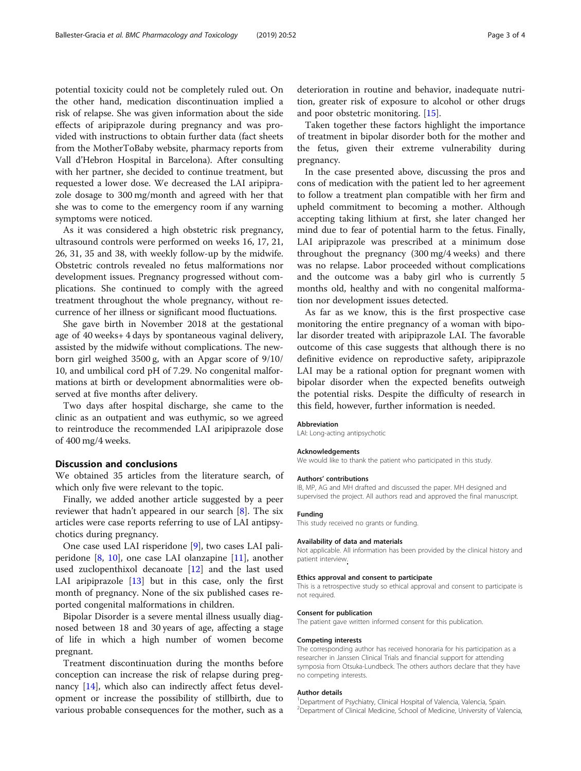potential toxicity could not be completely ruled out. On the other hand, medication discontinuation implied a risk of relapse. She was given information about the side effects of aripiprazole during pregnancy and was provided with instructions to obtain further data (fact sheets from the MotherToBaby website, pharmacy reports from Vall d'Hebron Hospital in Barcelona). After consulting with her partner, she decided to continue treatment, but requested a lower dose. We decreased the LAI aripiprazole dosage to 300 mg/month and agreed with her that she was to come to the emergency room if any warning symptoms were noticed.

As it was considered a high obstetric risk pregnancy, ultrasound controls were performed on weeks 16, 17, 21, 26, 31, 35 and 38, with weekly follow-up by the midwife. Obstetric controls revealed no fetus malformations nor development issues. Pregnancy progressed without complications. She continued to comply with the agreed treatment throughout the whole pregnancy, without recurrence of her illness or significant mood fluctuations.

She gave birth in November 2018 at the gestational age of 40 weeks+ 4 days by spontaneous vaginal delivery, assisted by the midwife without complications. The newborn girl weighed 3500 g, with an Apgar score of 9/10/10, and umbilical cord pH of 7.29. No congenital malformations at birth or development abnormalities were observed at five months after delivery.

Two days after hospital discharge, she came to the clinic as an outpatient and was euthymic, so we agreed to reintroduce the recommended LAI aripiprazole dose of 400 mg/4 weeks.

## Discussion and conclusions

We obtained 35 articles from the literature search, of which only five were relevant to the topic.

Finally, we added another article suggested by a peer reviewer that hadn't appeared in our search [8]. The six articles were case reports referring to use of LAI antipsychotics during pregnancy.

One case used LAI risperidone [9], two cases LAI paliperidone [8, 10], one case LAI olanzapine [11], another used zuclopenthixol decanoate [12] and the last used LAI aripiprazole [13] but in this case, only the first month of pregnancy. None of the six published cases reported congenital malformations in children.

Bipolar Disorder is a severe mental illness usually diagnosed between 18 and 30 years of age, affecting a stage of life in which a high number of women become pregnant.

Treatment discontinuation during the months before conception can increase the risk of relapse during pregnancy [14], which also can indirectly affect fetus development or increase the possibility of stillbirth, due to various probable consequences for the mother, such as a deterioration in routine and behavior, inadequate nutrition, greater risk of exposure to alcohol or other drugs and poor obstetric monitoring. [15].

Taken together these factors highlight the importance of treatment in bipolar disorder both for the mother and the fetus, given their extreme vulnerability during pregnancy.

In the case presented above, discussing the pros and cons of medication with the patient led to her agreement to follow a treatment plan compatible with her firm and upheld commitment to becoming a mother. Although accepting taking lithium at first, she later changed her mind due to fear of potential harm to the fetus. Finally, LAI aripiprazole was prescribed at a minimum dose throughout the pregnancy (300 mg/4 weeks) and there was no relapse. Labor proceeded without complications and the outcome was a baby girl who is currently 5 months old, healthy and with no congenital malformation nor development issues detected.

As far as we know, this is the first prospective case monitoring the entire pregnancy of a woman with bipolar disorder treated with aripiprazole LAI. The favorable outcome of this case suggests that although there is no definitive evidence on reproductive safety, aripiprazole LAI may be a rational option for pregnant women with bipolar disorder when the expected benefits outweigh the potential risks. Despite the difficulty of research in this field, however, further information is needed.

#### Abbreviation

LAI: Long-acting antipsychotic

#### Acknowledgements

We would like to thank the patient who participated in this study.

#### Authors' contributions

IB, MP, AG and MH drafted and discussed the paper. MH designed and supervised the project. All authors read and approved the final manuscript.

#### Funding

This study received no grants or funding.

#### Availability of data and materials

Not applicable. All information has been provided by the clinical history and patient interview.

#### Ethics approval and consent to participate

This is a retrospective study so ethical approval and consent to participate is not required.

#### Consent for publication

The patient gave written informed consent for this publication.

#### Competing interests

The corresponding author has received honoraria for his participation as a researcher in Janssen Clinical Trials and financial support for attending symposia from Otsuka-Lundbeck. The others authors declare that they have no competing interests.

#### Author details

[1]Department of Psychiatry, Clinical Hospital of Valencia, Valencia, Spain. [2]Department of Clinical Medicine, School of Medicine, University of Valencia,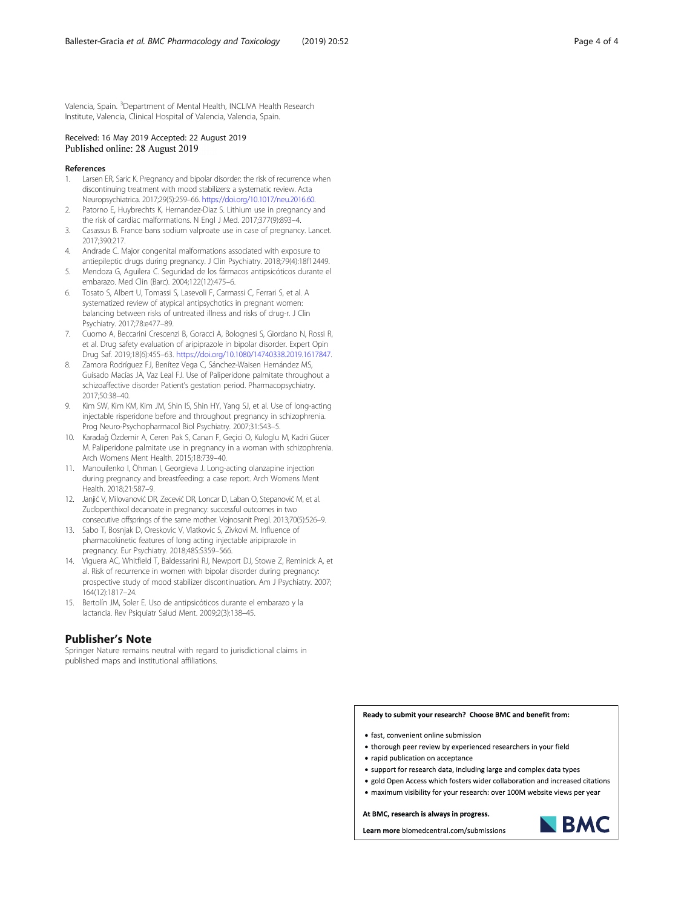Valencia, Spain. [3]Department of Mental Health, INCLIVA Health Research Institute, Valencia, Clinical Hospital of Valencia, Valencia, Spain.

Received: 16 May 2019 Accepted: 22 August 2019
Published online: 28 August 2019

## References

1. Larsen ER, Saric K. Pregnancy and bipolar disorder: the risk of recurrence when discontinuing treatment with mood stabilizers: a systematic review. Acta Neuropsychiatrica. 2017;29(5):259–66. https://doi.org/10.1017/neu.2016.60.
2. Patorno E, Huybrechts K, Hernandez-Diaz S. Lithium use in pregnancy and the risk of cardiac malformations. N Engl J Med. 2017;377(9):893–4.
3. Casassus B. France bans sodium valproate use in case of pregnancy. Lancet. 2017;390:217.
4. Andrade C. Major congenital malformations associated with exposure to antiepileptic drugs during pregnancy. J Clin Psychiatry. 2018;79(4):18f12449.
5. Mendoza G, Aguilera C. Seguridad de los fármacos antipsicóticos durante el embarazo. Med Clin (Barc). 2004;122(12):475–6.
6. Tosato S, Albert U, Tomassi S, Lasevoli F, Carmassi C, Ferrari S, et al. A systematized review of atypical antipsychotics in pregnant women: balancing between risks of untreated illness and risks of drug-r. J Clin Psychiatry. 2017;78:e477–89.
7. Cuomo A, Beccarini Crescenzi B, Goracci A, Bolognesi S, Giordano N, Rossi R, et al. Drug safety evaluation of aripiprazole in bipolar disorder. Expert Opin Drug Saf. 2019;18(6):455–63. https://doi.org/10.1080/14740338.2019.1617847.
8. Zamora Rodríguez FJ, Benítez Vega C, Sánchez-Waisen Hernández MS, Guisado Macías JA, Vaz Leal FJ. Use of Paliperidone palmitate throughout a schizoaffective disorder Patient's gestation period. Pharmacopsychiatry. 2017;50:38–40.
9. Kim SW, Kim KM, Kim JM, Shin IS, Shin HY, Yang SJ, et al. Use of long-acting injectable risperidone before and throughout pregnancy in schizophrenia. Prog Neuro-Psychopharmacol Biol Psychiatry. 2007;31:543–5.
10. Karadağ Özdemir A, Ceren Pak S, Canan F, Geçici O, Kuloglu M, Kadri Gücer M. Paliperidone palmitate use in pregnancy in a woman with schizophrenia. Arch Womens Ment Health. 2015;18:739–40.
11. Manouilenko I, Öhman I, Georgieva J. Long-acting olanzapine injection during pregnancy and breastfeeding: a case report. Arch Womens Ment Health. 2018;21:587–9.
12. Janjić V, Milovanović DR, Zecević DR, Loncar D, Laban O, Stepanović M, et al. Zuclopenthixol decanoate in pregnancy: successful outcomes in two consecutive offsprings of the same mother. Vojnosanit Pregl. 2013;70(5):526–9.
13. Sabo T, Bosnjak D, Oreskovic V, Vlatkovic S, Zivkovi M. Influence of pharmacokinetic features of long acting injectable aripiprazole in pregnancy. Eur Psychiatry. 2018;48S:S359–566.
14. Viguera AC, Whitfield T, Baldessarini RJ, Newport DJ, Stowe Z, Reminick A, et al. Risk of recurrence in women with bipolar disorder during pregnancy: prospective study of mood stabilizer discontinuation. Am J Psychiatry. 2007;164(12):1817–24.
15. Bertolín JM, Soler E. Uso de antipsicóticos durante el embarazo y la lactancia. Rev Psiquiatr Salud Ment. 2009;2(3):138–45.

## Publisher's Note

Springer Nature remains neutral with regard to jurisdictional claims in published maps and institutional affiliations.

**Ready to submit your research? Choose BMC and benefit from:**

- fast, convenient online submission
- thorough peer review by experienced researchers in your field
- rapid publication on acceptance
- support for research data, including large and complex data types
- gold Open Access which fosters wider collaboration and increased citations
- maximum visibility for your research: over 100M website views per year

**At BMC, research is always in progress.**

**Learn more** biomedcentral.com/submissions